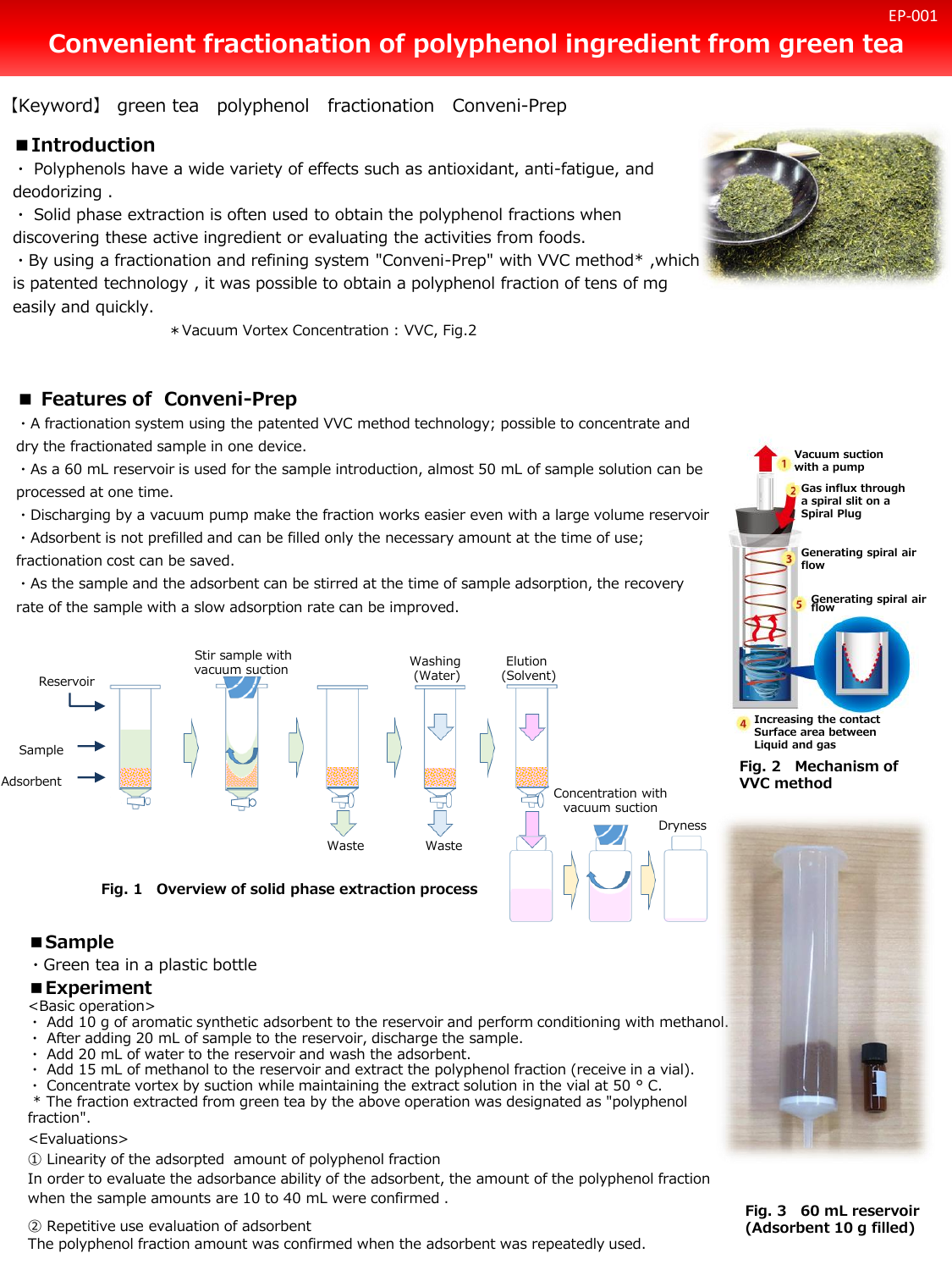# Convenient fractionation of polyphenol ingredient from green tea

【Keyword】 green tea polyphenol fractionation Conveni-Prep

## ■Introduction

・ Polyphenols have a wide variety of effects such as antioxidant, anti-fatigue, and deodorizing .

・ Solid phase extraction is often used to obtain the polyphenol fractions when discovering these active ingredient or evaluating the activities from foods.

・By using a fractionation and refining system "Conveni-Prep" with VVC method* ,which is patented technology , it was possible to obtain a polyphenol fraction of tens of mg easily and quickly.

＊Vacuum Vortex Concentration : VVC, Fig.2

## ■ Features of Conveni-Prep

・A fractionation system using the patented VVC method technology; possible to concentrate and dry the fractionated sample in one device.

・As a 60 mL reservoir is used for the sample introduction, almost 50 mL of sample solution can be processed at one time.

・Discharging by a vacuum pump make the fraction works easier even with a large volume reservoir

・Adsorbent is not prefilled and can be filled only the necessary amount at the time of use; fractionation cost can be saved.

・As the sample and the adsorbent can be stirred at the time of sample adsorption, the recovery rate of the sample with a slow adsorption rate can be improved.

Reservoir
Sample
Adsorbent
Stir sample with vacuum suction
Waste
Washing (Water)
Waste
Elution (Solvent)
Concentration with vacuum suction
Dryness

**Fig. 1 Overview of solid phase extraction process**

1 Vacuum suction with a pump
2 Gas influx through a spiral slit on a Spiral Plug
3 Generating spiral air flow
5 Generating spiral air flow
4 Increasing the contact Surface area between Liquid and gas

**Fig. 2 Mechanism of VVC method**

## ■Sample

・Green tea in a plastic bottle

## ■Experiment

<Basic operation>

・ Add 10 g of aromatic synthetic adsorbent to the reservoir and perform conditioning with methanol.
・ After adding 20 mL of sample to the reservoir, discharge the sample.
・ Add 20 mL of water to the reservoir and wash the adsorbent.
・ Add 15 mL of methanol to the reservoir and extract the polyphenol fraction (receive in a vial).
・ Concentrate vortex by suction while maintaining the extract solution in the vial at 50 ° C.

\* The fraction extracted from green tea by the above operation was designated as "polyphenol fraction".

<Evaluations>

① Linearity of the adsorpted amount of polyphenol fraction
In order to evaluate the adsorbance ability of the adsorbent, the amount of the polyphenol fraction when the sample amounts are 10 to 40 mL were confirmed .

② Repetitive use evaluation of adsorbent
The polyphenol fraction amount was confirmed when the adsorbent was repeatedly used.

**Fig. 3 60 mL reservoir (Adsorbent 10 g filled)**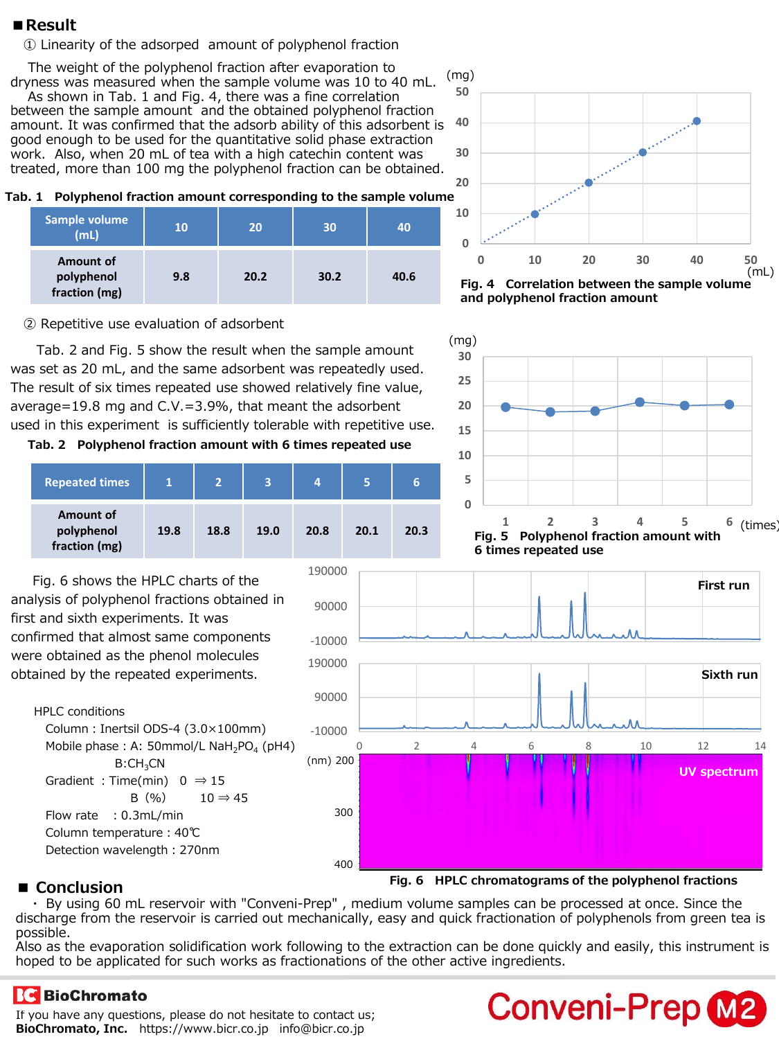## ■ Result

① Linearity of the adsorped amount of polyphenol fraction

The weight of the polyphenol fraction after evaporation to dryness was measured when the sample volume was 10 to 40 mL. As shown in Tab. 1 and Fig. 4, there was a fine correlation between the sample amount and the obtained polyphenol fraction amount. It was confirmed that the adsorb ability of this adsorbent is good enough to be used for the quantitative solid phase extraction work. Also, when 20 mL of tea with a high catechin content was treated, more than 100 mg the polyphenol fraction can be obtained.

**Tab. 1 Polyphenol fraction amount corresponding to the sample volume**

| Sample volume (mL) | 10 | 20 | 30 | 40 |
|---|---|---|---|---|
| Amount of polyphenol fraction (mg) | 9.8 | 20.2 | 30.2 | 40.6 |

(mg)
50
40
30
20
10
0
0 10 20 30 40 50
(mL)

**Fig. 4 Correlation between the sample volume and polyphenol fraction amount**

② Repetitive use evaluation of adsorbent

Tab. 2 and Fig. 5 show the result when the sample amount was set as 20 mL, and the same adsorbent was repeatedly used. The result of six times repeated use showed relatively fine value, average=19.8 mg and C.V.=3.9%, that meant the adsorbent used in this experiment is sufficiently tolerable with repetitive use.

**Tab. 2 Polyphenol fraction amount with 6 times repeated use**

| Repeated times | 1 | 2 | 3 | 4 | 5 | 6 |
|---|---|---|---|---|---|---|
| Amount of polyphenol fraction (mg) | 19.8 | 18.8 | 19.0 | 20.8 | 20.1 | 20.3 |

(mg)
30
25
20
15
10
5
0
1 2 3 4 5 6 (times)

**Fig. 5 Polyphenol fraction amount with 6 times repeated use**

Fig. 6 shows the HPLC charts of the analysis of polyphenol fractions obtained in first and sixth experiments. It was confirmed that almost same components were obtained as the phenol molecules obtained by the repeated experiments.

HPLC conditions

- Column : Inertsil ODS-4 (3.0×100mm)
- Mobile phase : A: 50mmol/L $NaH_2PO_4$ (pH4)
  B:$CH_3CN$
- Gradient : Time(min) 0 ⇒ 15
  B (%) 10 ⇒ 45
- Flow rate : 0.3mL/min
- Column temperature : 40℃
- Detection wavelength : 270nm

First run
190000
90000
-10000

Sixth run
190000
90000
-10000

0 2 4 6 8 10 12 14

UV spectrum
(nm) 200
300
400

**Fig. 6 HPLC chromatograms of the polyphenol fractions**

## ■ Conclusion

・ By using 60 mL reservoir with "Conveni-Prep" , medium volume samples can be processed at once. Since the discharge from the reservoir is carried out mechanically, easy and quick fractionation of polyphenols from green tea is possible.
Also as the evaporation solidification work following to the extraction can be done quickly and easily, this instrument is hoped to be applicated for such works as fractionations of the other active ingredients.

BioChromato
If you have any questions, please do not hesitate to contact us;
**BioChromato, Inc.** https://www.bicr.co.jp info@bicr.co.jp

Conveni-Prep M2